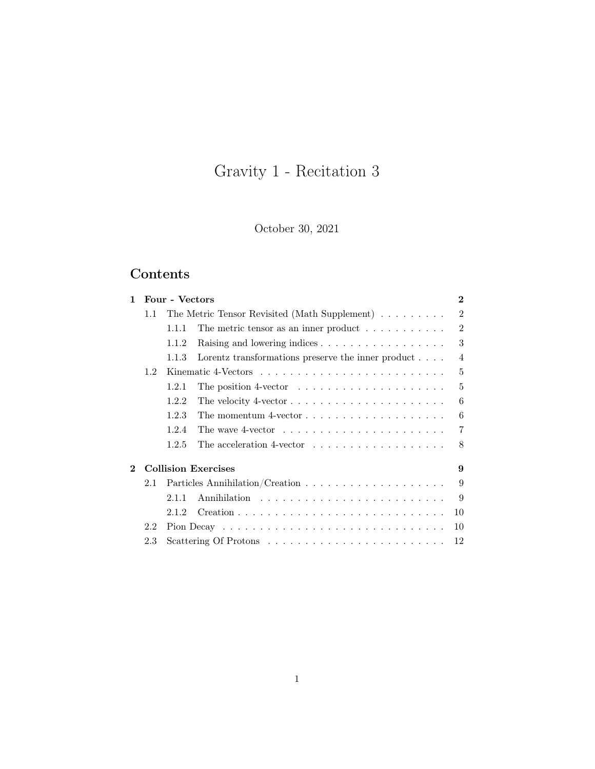# Gravity 1 - Recitation 3

October 30, 2021

## Contents

- **1 Four - Vectors** — **2**
  - 1.1 The Metric Tensor Revisited (Math Supplement) — 2
    - 1.1.1 The metric tensor as an inner product — 2
    - 1.1.2 Raising and lowering indices — 3
    - 1.1.3 Lorentz transformations preserve the inner product — 4
  - 1.2 Kinematic 4-Vectors — 5
    - 1.2.1 The position 4-vector — 5
    - 1.2.2 The velocity 4-vector — 6
    - 1.2.3 The momentum 4-vector — 6
    - 1.2.4 The wave 4-vector — 7
    - 1.2.5 The acceleration 4-vector — 8
- **2 Collision Exercises** — **9**
  - 2.1 Particles Annihilation/Creation — 9
    - 2.1.1 Annihilation — 9
    - 2.1.2 Creation — 10
  - 2.2 Pion Decay — 10
  - 2.3 Scattering Of Protons — 12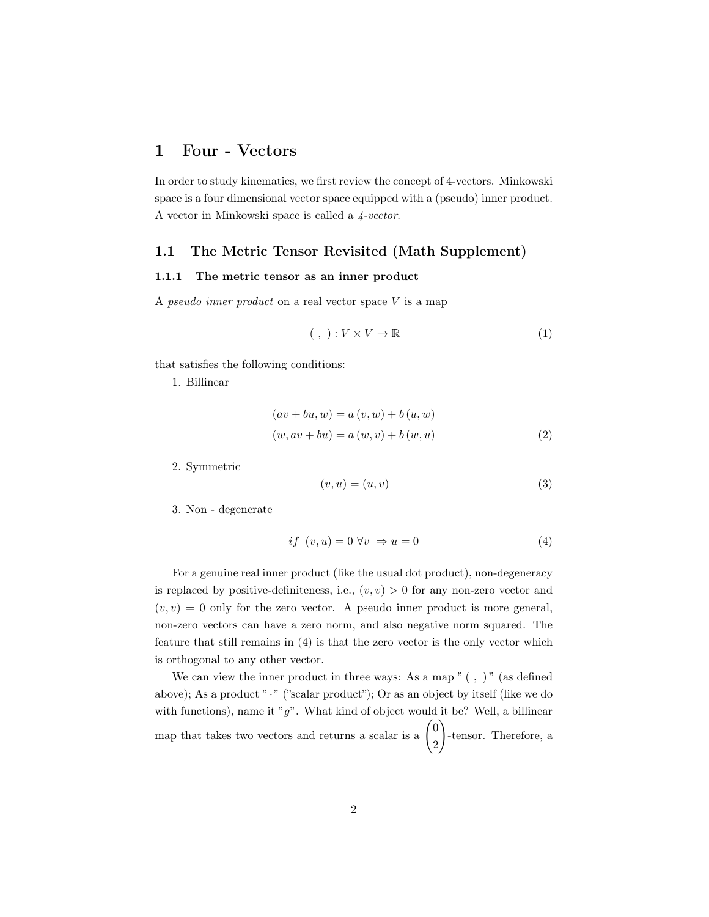# 1 Four - Vectors

In order to study kinematics, we first review the concept of 4-vectors. Minkowski space is a four dimensional vector space equipped with a (pseudo) inner product. A vector in Minkowski space is called a *4-vector*.

## 1.1 The Metric Tensor Revisited (Math Supplement)

### 1.1.1 The metric tensor as an inner product

A *pseudo inner product* on a real vector space $V$ is a map

$$( \ , \ ) : V \times V \to \mathbb{R} \tag{1}$$

that satisfies the following conditions:

1. Billinear

$$\begin{aligned} (av + bu, w) &= a\,(v, w) + b\,(u, w) \\ (w, av + bu) &= a\,(w, v) + b\,(w, u) \end{aligned} \tag{2}$$

2. Symmetric

$$(v, u) = (u, v) \tag{3}$$

3. Non - degenerate

$$if \ \ (v, u) = 0 \ \forall v \ \Rightarrow u = 0 \tag{4}$$

For a genuine real inner product (like the usual dot product), non-degeneracy is replaced by positive-definiteness, i.e., $(v, v) > 0$ for any non-zero vector and $(v, v) = 0$ only for the zero vector. A pseudo inner product is more general, non-zero vectors can have a zero norm, and also negative norm squared. The feature that still remains in (4) is that the zero vector is the only vector which is orthogonal to any other vector.

We can view the inner product in three ways: As a map "$( \ , \ )$" (as defined above); As a product "$\cdot$" ("scalar product"); Or as an object by itself (like we do with functions), name it "$g$". What kind of object would it be? Well, a billinear map that takes two vectors and returns a scalar is a $\begin{pmatrix} 0 \\ 2 \end{pmatrix}$-tensor. Therefore, a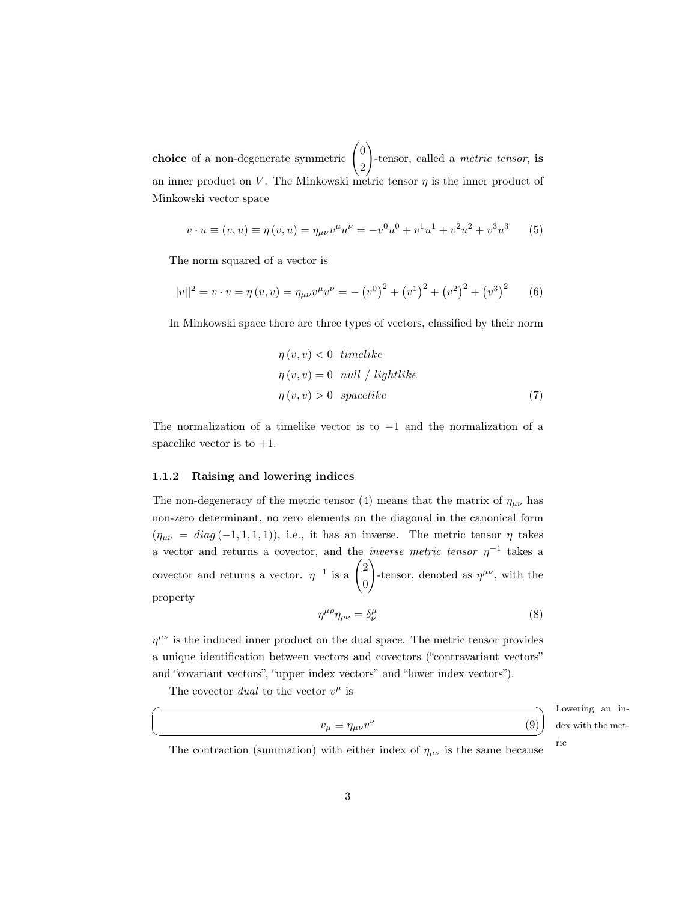**choice** of a non-degenerate symmetric $\begin{pmatrix} 0 \\ 2 \end{pmatrix}$-tensor, called a *metric tensor*, **is** an inner product on $V$. The Minkowski metric tensor $\eta$ is the inner product of Minkowski vector space

$$v \cdot u \equiv (v, u) \equiv \eta(v, u) = \eta_{\mu\nu} v^\mu u^\nu = -v^0 u^0 + v^1 u^1 + v^2 u^2 + v^3 u^3 \tag{5}$$

The norm squared of a vector is

$$||v||^2 = v \cdot v = \eta(v, v) = \eta_{\mu\nu} v^\mu v^\nu = -\left(v^0\right)^2 + \left(v^1\right)^2 + \left(v^2\right)^2 + \left(v^3\right)^2 \tag{6}$$

In Minkowski space there are three types of vectors, classified by their norm

$$\begin{aligned} &\eta(v, v) < 0 \quad \textit{timelike} \\ &\eta(v, v) = 0 \quad \textit{null / lightlike} \\ &\eta(v, v) > 0 \quad \textit{spacelike} \end{aligned} \tag{7}$$

The normalization of a timelike vector is to $-1$ and the normalization of a spacelike vector is to $+1$.

### 1.1.2 Raising and lowering indices

The non-degeneracy of the metric tensor (4) means that the matrix of $\eta_{\mu\nu}$ has non-zero determinant, no zero elements on the diagonal in the canonical form ($\eta_{\mu\nu} = diag(-1, 1, 1, 1)$), i.e., it has an inverse. The metric tensor $\eta$ takes a vector and returns a covector, and the *inverse metric tensor* $\eta^{-1}$ takes a covector and returns a vector. $\eta^{-1}$ is a $\begin{pmatrix} 2 \\ 0 \end{pmatrix}$-tensor, denoted as $\eta^{\mu\nu}$, with the property

$$\eta^{\mu\rho} \eta_{\rho\nu} = \delta^\mu_\nu \tag{8}$$

$\eta^{\mu\nu}$ is the induced inner product on the dual space. The metric tensor provides a unique identification between vectors and covectors ("contravariant vectors" and "covariant vectors", "upper index vectors" and "lower index vectors").

The covector *dual* to the vector $v^\mu$ is

$$v_\mu \equiv \eta_{\mu\nu} v^\nu \tag{9}$$

Lowering an index with the metric

The contraction (summation) with either index of $\eta_{\mu\nu}$ is the same because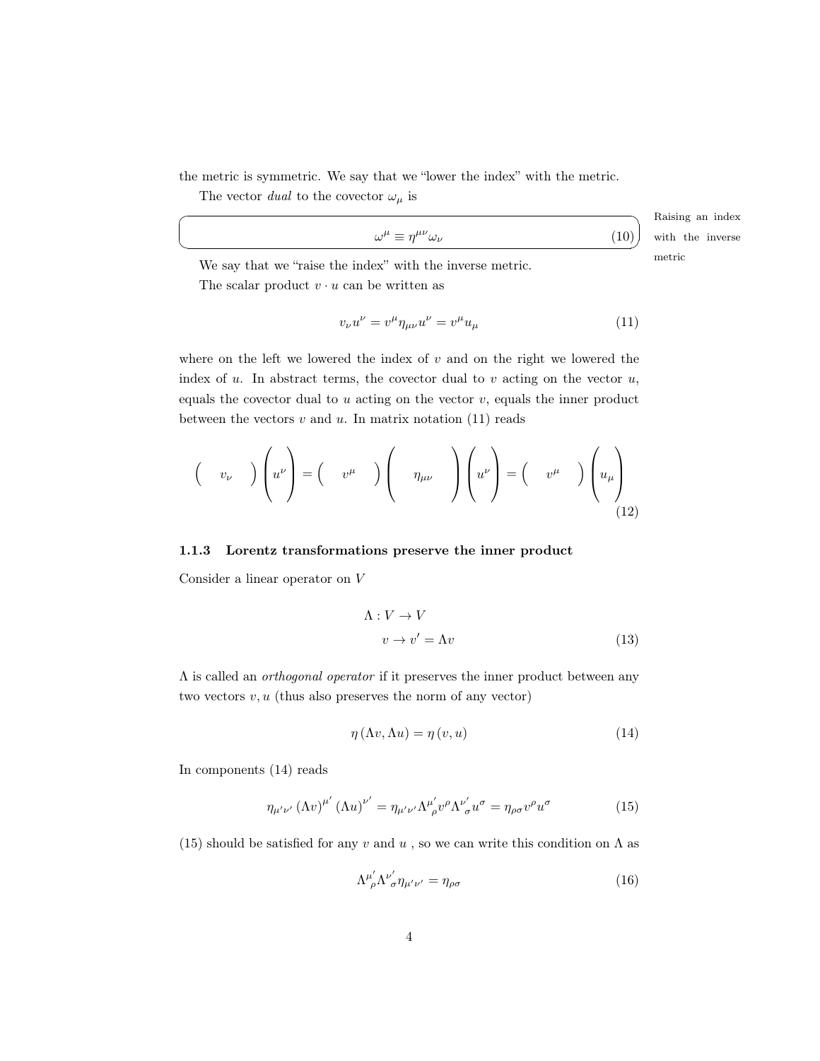the metric is symmetric. We say that we "lower the index" with the metric.

The vector *dual* to the covector $\omega_\mu$ is

$$\omega^\mu \equiv \eta^{\mu\nu}\omega_\nu \tag{10}$$

Raising an index with the inverse metric

We say that we "raise the index" with the inverse metric.

The scalar product $v \cdot u$ can be written as

$$v_\nu u^\nu = v^\mu \eta_{\mu\nu} u^\nu = v^\mu u_\mu \tag{11}$$

where on the left we lowered the index of $v$ and on the right we lowered the index of $u$. In abstract terms, the covector dual to $v$ acting on the vector $u$, equals the covector dual to $u$ acting on the vector $v$, equals the inner product between the vectors $v$ and $u$. In matrix notation (11) reads

$$\begin{pmatrix} \quad v_\nu \quad \end{pmatrix} \begin{pmatrix} \\ u^\nu \\ \\ \end{pmatrix} = \begin{pmatrix} \quad v^\mu \quad \end{pmatrix} \begin{pmatrix} & & \\ & \eta_{\mu\nu} & \\ & & \end{pmatrix} \begin{pmatrix} \\ u^\nu \\ \\ \end{pmatrix} = \begin{pmatrix} \quad v^\mu \quad \end{pmatrix} \begin{pmatrix} \\ u_\mu \\ \\ \end{pmatrix} \tag{12}$$

### 1.1.3 Lorentz transformations preserve the inner product

Consider a linear operator on $V$

$$\begin{aligned} \Lambda : V &\to V \\ v &\to v' = \Lambda v \end{aligned} \tag{13}$$

$\Lambda$ is called an *orthogonal operator* if it preserves the inner product between any two vectors $v, u$ (thus also preserves the norm of any vector)

$$\eta\left(\Lambda v, \Lambda u\right) = \eta\left(v, u\right) \tag{14}$$

In components (14) reads

$$\eta_{\mu'\nu'} \left(\Lambda v\right)^{\mu'} \left(\Lambda u\right)^{\nu'} = \eta_{\mu'\nu'} \Lambda^{\mu'}{}_{\rho} v^\rho \Lambda^{\nu'}{}_{\sigma} u^\sigma = \eta_{\rho\sigma} v^\rho u^\sigma \tag{15}$$

(15) should be satisfied for any $v$ and $u$ , so we can write this condition on $\Lambda$ as

$$\Lambda^{\mu'}{}_{\rho} \Lambda^{\nu'}{}_{\sigma} \eta_{\mu'\nu'} = \eta_{\rho\sigma} \tag{16}$$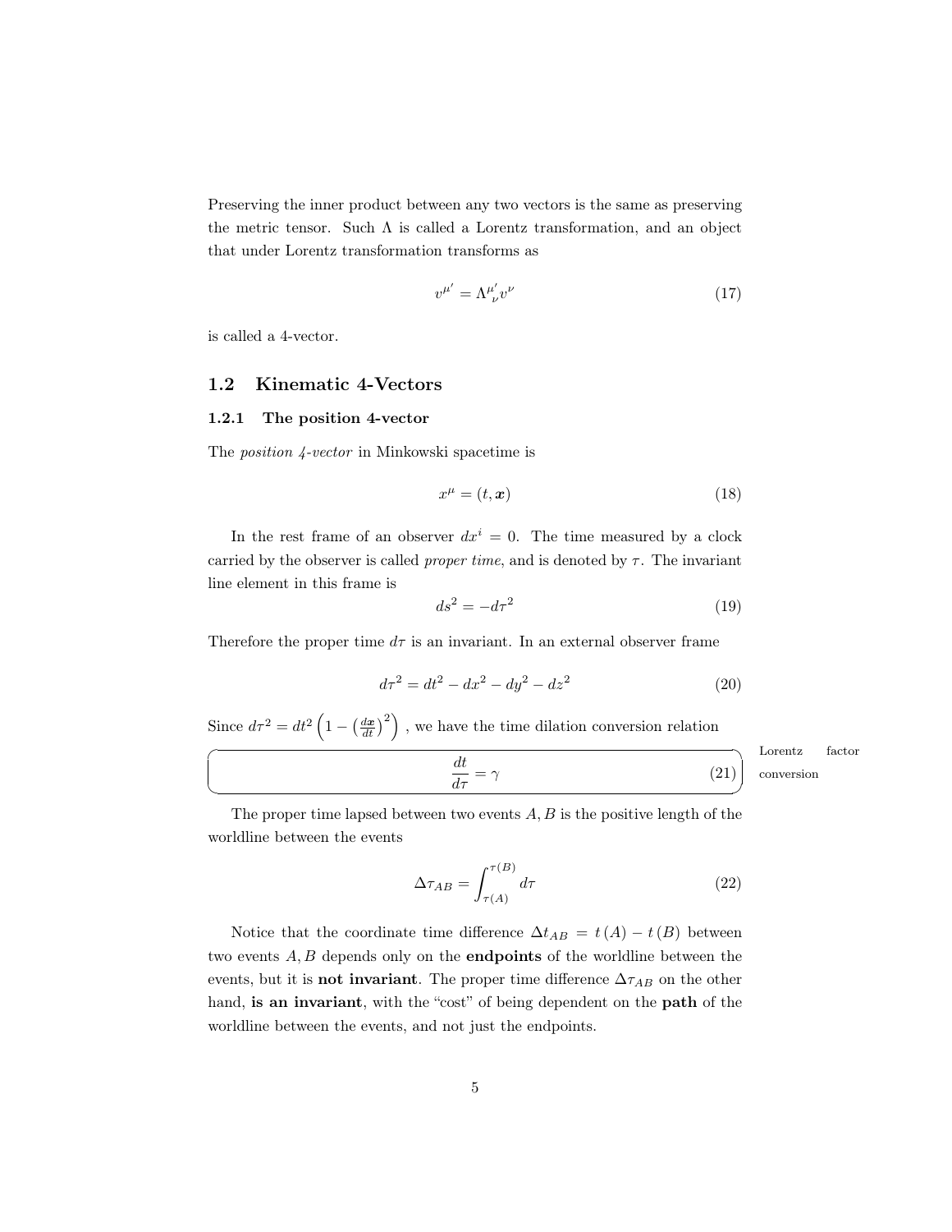Preserving the inner product between any two vectors is the same as preserving the metric tensor. Such $\Lambda$ is called a Lorentz transformation, and an object that under Lorentz transformation transforms as

$$v^{\mu'} = \Lambda^{\mu'}{}_{\nu} v^{\nu} \tag{17}$$

is called a 4-vector.

## 1.2 Kinematic 4-Vectors

### 1.2.1 The position 4-vector

The *position 4-vector* in Minkowski spacetime is

$$x^{\mu} = (t, \boldsymbol{x}) \tag{18}$$

In the rest frame of an observer $dx^i = 0$. The time measured by a clock carried by the observer is called *proper time*, and is denoted by $\tau$. The invariant line element in this frame is

$$ds^2 = -d\tau^2 \tag{19}$$

Therefore the proper time $d\tau$ is an invariant. In an external observer frame

$$d\tau^2 = dt^2 - dx^2 - dy^2 - dz^2 \tag{20}$$

Since $d\tau^2 = dt^2 \left(1 - \left(\frac{d\boldsymbol{x}}{dt}\right)^2\right)$, we have the time dilation conversion relation

$$\frac{dt}{d\tau} = \gamma \tag{21}$$

Lorentz factor conversion

The proper time lapsed between two events $A, B$ is the positive length of the worldline between the events

$$\Delta\tau_{AB} = \int_{\tau(A)}^{\tau(B)} d\tau \tag{22}$$

Notice that the coordinate time difference $\Delta t_{AB} = t(A) - t(B)$ between two events $A, B$ depends only on the **endpoints** of the worldline between the events, but it is **not invariant**. The proper time difference $\Delta\tau_{AB}$ on the other hand, **is an invariant**, with the "cost" of being dependent on the **path** of the worldline between the events, and not just the endpoints.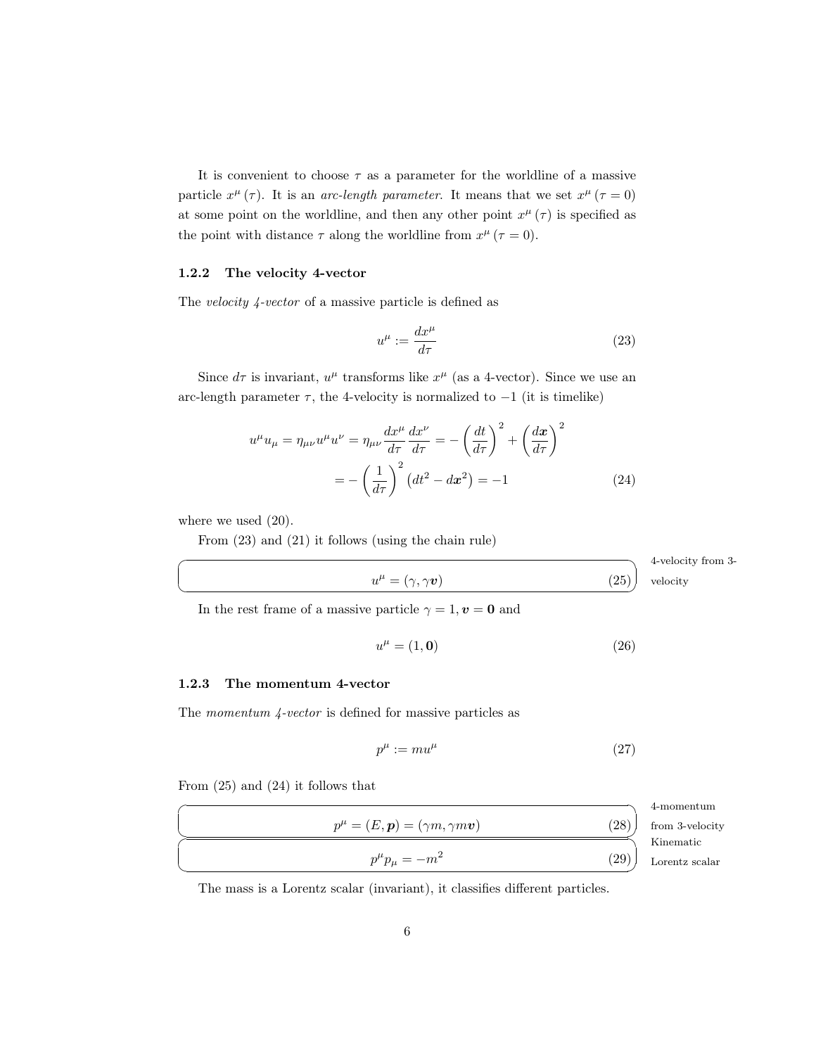It is convenient to choose $\tau$ as a parameter for the worldline of a massive particle $x^\mu(\tau)$. It is an *arc-length parameter.* It means that we set $x^\mu(\tau = 0)$ at some point on the worldline, and then any other point $x^\mu(\tau)$ is specified as the point with distance $\tau$ along the worldline from $x^\mu(\tau = 0)$.

### 1.2.2 The velocity 4-vector

The *velocity 4-vector* of a massive particle is defined as

$$u^\mu := \frac{dx^\mu}{d\tau} \tag{23}$$

Since $d\tau$ is invariant, $u^\mu$ transforms like $x^\mu$ (as a 4-vector). Since we use an arc-length parameter $\tau$, the 4-velocity is normalized to $-1$ (it is timelike)

$$\begin{aligned} u^\mu u_\mu = \eta_{\mu\nu} u^\mu u^\nu = \eta_{\mu\nu} \frac{dx^\mu}{d\tau} \frac{dx^\nu}{d\tau} &= -\left(\frac{dt}{d\tau}\right)^2 + \left(\frac{d\boldsymbol{x}}{d\tau}\right)^2 \\ &= -\left(\frac{1}{d\tau}\right)^2 \left(dt^2 - d\boldsymbol{x}^2\right) = -1 \end{aligned} \tag{24}$$

where we used (20).

From (23) and (21) it follows (using the chain rule)

4-velocity from 3-velocity

$$u^\mu = (\gamma, \gamma \boldsymbol{v}) \tag{25}$$

In the rest frame of a massive particle $\gamma = 1, \boldsymbol{v} = \boldsymbol{0}$ and

$$u^\mu = (1, \boldsymbol{0}) \tag{26}$$

### 1.2.3 The momentum 4-vector

The *momentum 4-vector* is defined for massive particles as

$$p^\mu := m u^\mu \tag{27}$$

From (25) and (24) it follows that

4-momentum from 3-velocity

$$p^\mu = (E, \boldsymbol{p}) = (\gamma m, \gamma m \boldsymbol{v}) \tag{28}$$

Kinematic Lorentz scalar

$$p^\mu p_\mu = -m^2 \tag{29}$$

The mass is a Lorentz scalar (invariant), it classifies different particles.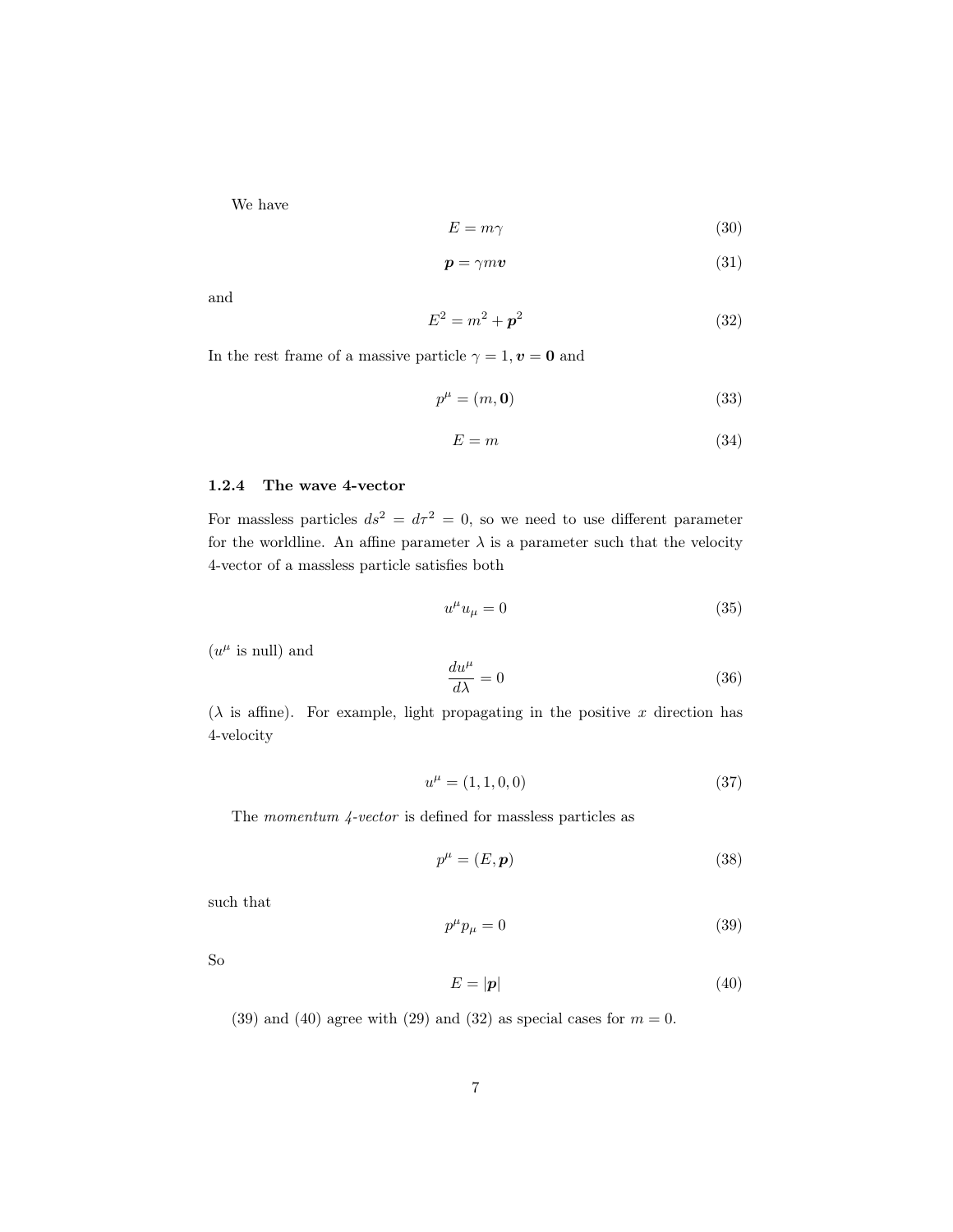We have

$$E = m\gamma \tag{30}$$

$$\boldsymbol{p} = \gamma m \boldsymbol{v} \tag{31}$$

and

$$E^2 = m^2 + \boldsymbol{p}^2 \tag{32}$$

In the rest frame of a massive particle $\gamma = 1, \boldsymbol{v} = \mathbf{0}$ and

$$p^\mu = (m, \mathbf{0}) \tag{33}$$

$$E = m \tag{34}$$

#### 1.2.4 The wave 4-vector

For massless particles $ds^2 = d\tau^2 = 0$, so we need to use different parameter for the worldline. An affine parameter $\lambda$ is a parameter such that the velocity 4-vector of a massless particle satisfies both

$$u^\mu u_\mu = 0 \tag{35}$$

($u^\mu$ is null) and

$$\frac{du^\mu}{d\lambda} = 0 \tag{36}$$

($\lambda$ is affine). For example, light propagating in the positive $x$ direction has 4-velocity

$$u^\mu = (1, 1, 0, 0) \tag{37}$$

The *momentum 4-vector* is defined for massless particles as

$$p^\mu = (E, \boldsymbol{p}) \tag{38}$$

such that

$$p^\mu p_\mu = 0 \tag{39}$$

So

$$E = |\boldsymbol{p}| \tag{40}$$

(39) and (40) agree with (29) and (32) as special cases for $m = 0$.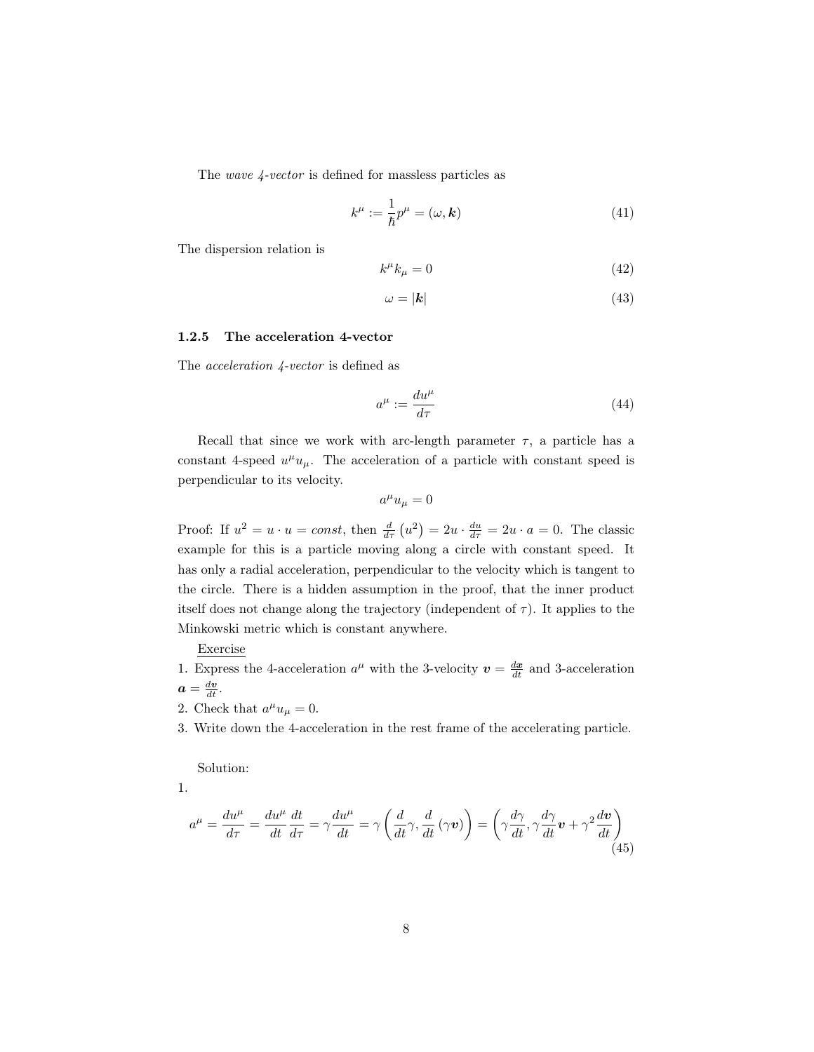The *wave 4-vector* is defined for massless particles as

$$k^{\mu} := \frac{1}{\hbar} p^{\mu} = (\omega, \boldsymbol{k}) \tag{41}$$

The dispersion relation is

$$k^{\mu} k_{\mu} = 0 \tag{42}$$

$$\omega = |\boldsymbol{k}| \tag{43}$$

#### 1.2.5 The acceleration 4-vector

The *acceleration 4-vector* is defined as

$$a^{\mu} := \frac{du^{\mu}}{d\tau} \tag{44}$$

Recall that since we work with arc-length parameter $\tau$, a particle has a constant 4-speed $u^{\mu} u_{\mu}$. The acceleration of a particle with constant speed is perpendicular to its velocity.

$$a^{\mu} u_{\mu} = 0$$

Proof: If $u^2 = u \cdot u = const$, then $\frac{d}{d\tau}\left(u^2\right) = 2u \cdot \frac{du}{d\tau} = 2u \cdot a = 0$. The classic example for this is a particle moving along a circle with constant speed. It has only a radial acceleration, perpendicular to the velocity which is tangent to the circle. There is a hidden assumption in the proof, that the inner product itself does not change along the trajectory (independent of $\tau$). It applies to the Minkowski metric which is constant anywhere.

Exercise

1. Express the 4-acceleration $a^{\mu}$ with the 3-velocity $\boldsymbol{v} = \frac{d\boldsymbol{x}}{dt}$ and 3-acceleration $\boldsymbol{a} = \frac{d\boldsymbol{v}}{dt}$.
2. Check that $a^{\mu} u_{\mu} = 0$.
3. Write down the 4-acceleration in the rest frame of the accelerating particle.

Solution:

1.

$$a^{\mu} = \frac{du^{\mu}}{d\tau} = \frac{du^{\mu}}{dt}\frac{dt}{d\tau} = \gamma \frac{du^{\mu}}{dt} = \gamma \left( \frac{d}{dt}\gamma, \frac{d}{dt}\left(\gamma \boldsymbol{v}\right) \right) = \left( \gamma \frac{d\gamma}{dt}, \gamma \frac{d\gamma}{dt}\boldsymbol{v} + \gamma^2 \frac{d\boldsymbol{v}}{dt} \right) \tag{45}$$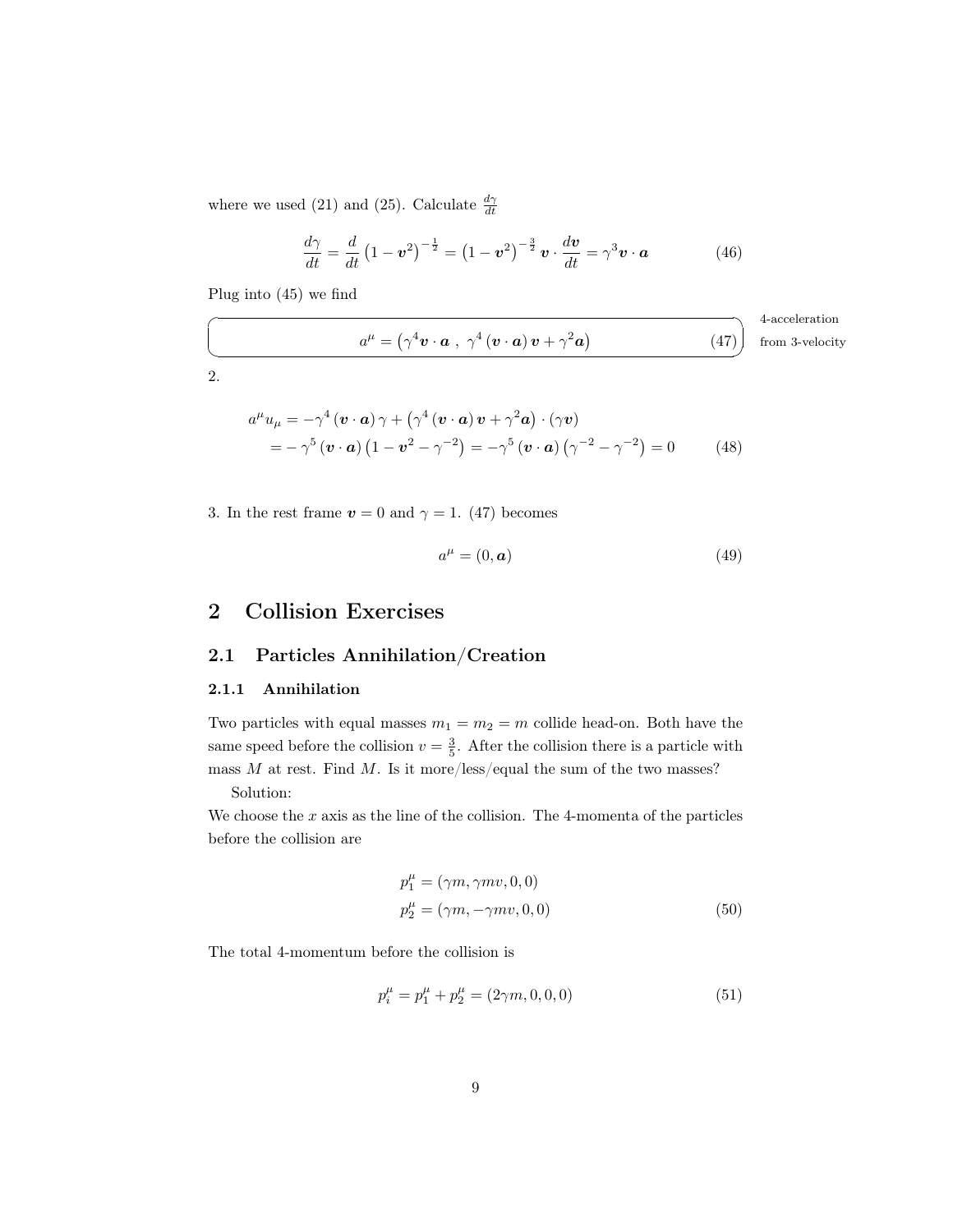where we used (21) and (25). Calculate $\frac{d\gamma}{dt}$

$$\frac{d\gamma}{dt} = \frac{d}{dt}\left(1 - \boldsymbol{v}^2\right)^{-\frac{1}{2}} = \left(1 - \boldsymbol{v}^2\right)^{-\frac{3}{2}} \boldsymbol{v} \cdot \frac{d\boldsymbol{v}}{dt} = \gamma^3 \boldsymbol{v} \cdot \boldsymbol{a} \tag{46}$$

Plug into (45) we find

$$a^\mu = \left(\gamma^4 \boldsymbol{v} \cdot \boldsymbol{a}\ ,\ \gamma^4 \left(\boldsymbol{v} \cdot \boldsymbol{a}\right) \boldsymbol{v} + \gamma^2 \boldsymbol{a}\right) \tag{47}$$

4-acceleration from 3-velocity

2.

$$\begin{aligned}
a^\mu u_\mu &= -\gamma^4 \left(\boldsymbol{v} \cdot \boldsymbol{a}\right) \gamma + \left(\gamma^4 \left(\boldsymbol{v} \cdot \boldsymbol{a}\right) \boldsymbol{v} + \gamma^2 \boldsymbol{a}\right) \cdot \left(\gamma \boldsymbol{v}\right) \\
&= -\gamma^5 \left(\boldsymbol{v} \cdot \boldsymbol{a}\right) \left(1 - \boldsymbol{v}^2 - \gamma^{-2}\right) = -\gamma^5 \left(\boldsymbol{v} \cdot \boldsymbol{a}\right) \left(\gamma^{-2} - \gamma^{-2}\right) = 0
\end{aligned} \tag{48}$$

3. In the rest frame $\boldsymbol{v} = 0$ and $\gamma = 1$. (47) becomes

$$a^\mu = (0, \boldsymbol{a}) \tag{49}$$

# 2 Collision Exercises

## 2.1 Particles Annihilation/Creation

### 2.1.1 Annihilation

Two particles with equal masses $m_1 = m_2 = m$ collide head-on. Both have the same speed before the collision $v = \frac{3}{5}$. After the collision there is a particle with mass $M$ at rest. Find $M$. Is it more/less/equal the sum of the two masses?

Solution:

We choose the $x$ axis as the line of the collision. The 4-momenta of the particles before the collision are

$$\begin{aligned}
p_1^\mu &= (\gamma m, \gamma m v, 0, 0) \\
p_2^\mu &= (\gamma m, -\gamma m v, 0, 0)
\end{aligned} \tag{50}$$

The total 4-momentum before the collision is

$$p_i^\mu = p_1^\mu + p_2^\mu = (2\gamma m, 0, 0, 0) \tag{51}$$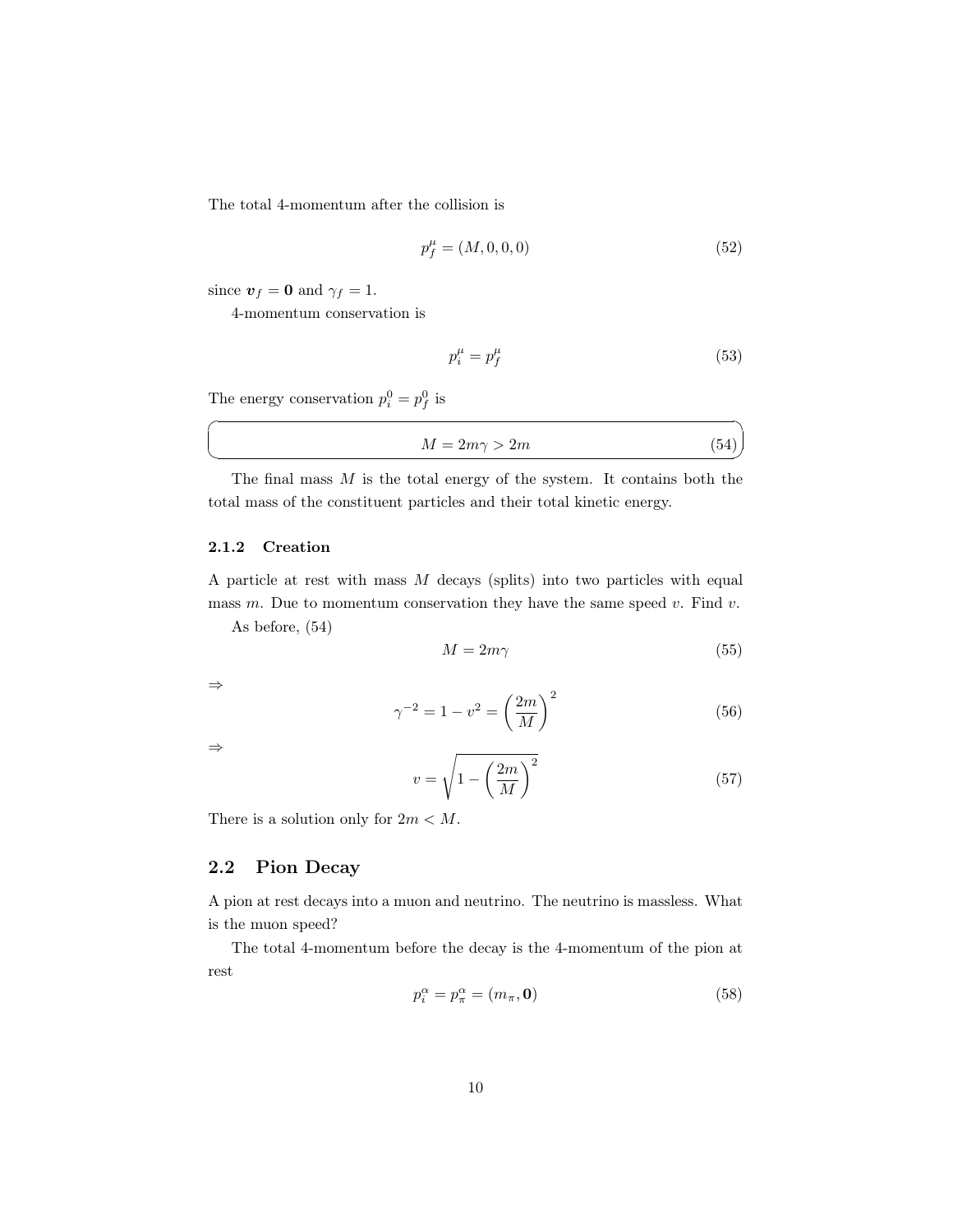The total 4-momentum after the collision is

$$p_f^\mu = (M, 0, 0, 0) \tag{52}$$

since $\boldsymbol{v}_f = \mathbf{0}$ and $\gamma_f = 1$.

4-momentum conservation is

$$p_i^\mu = p_f^\mu \tag{53}$$

The energy conservation $p_i^0 = p_f^0$ is

$$M = 2m\gamma > 2m \tag{54}$$

The final mass $M$ is the total energy of the system. It contains both the total mass of the constituent particles and their total kinetic energy.

### 2.1.2 Creation

A particle at rest with mass $M$ decays (splits) into two particles with equal mass $m$. Due to momentum conservation they have the same speed $v$. Find $v$.

As before, (54)

$$M = 2m\gamma \tag{55}$$

$\Rightarrow$

$$\gamma^{-2} = 1 - v^2 = \left(\frac{2m}{M}\right)^2 \tag{56}$$

$\Rightarrow$

$$v = \sqrt{1 - \left(\frac{2m}{M}\right)^2} \tag{57}$$

There is a solution only for $2m < M$.

## 2.2 Pion Decay

A pion at rest decays into a muon and neutrino. The neutrino is massless. What is the muon speed?

The total 4-momentum before the decay is the 4-momentum of the pion at rest

$$p_i^\alpha = p_\pi^\alpha = (m_\pi, \mathbf{0}) \tag{58}$$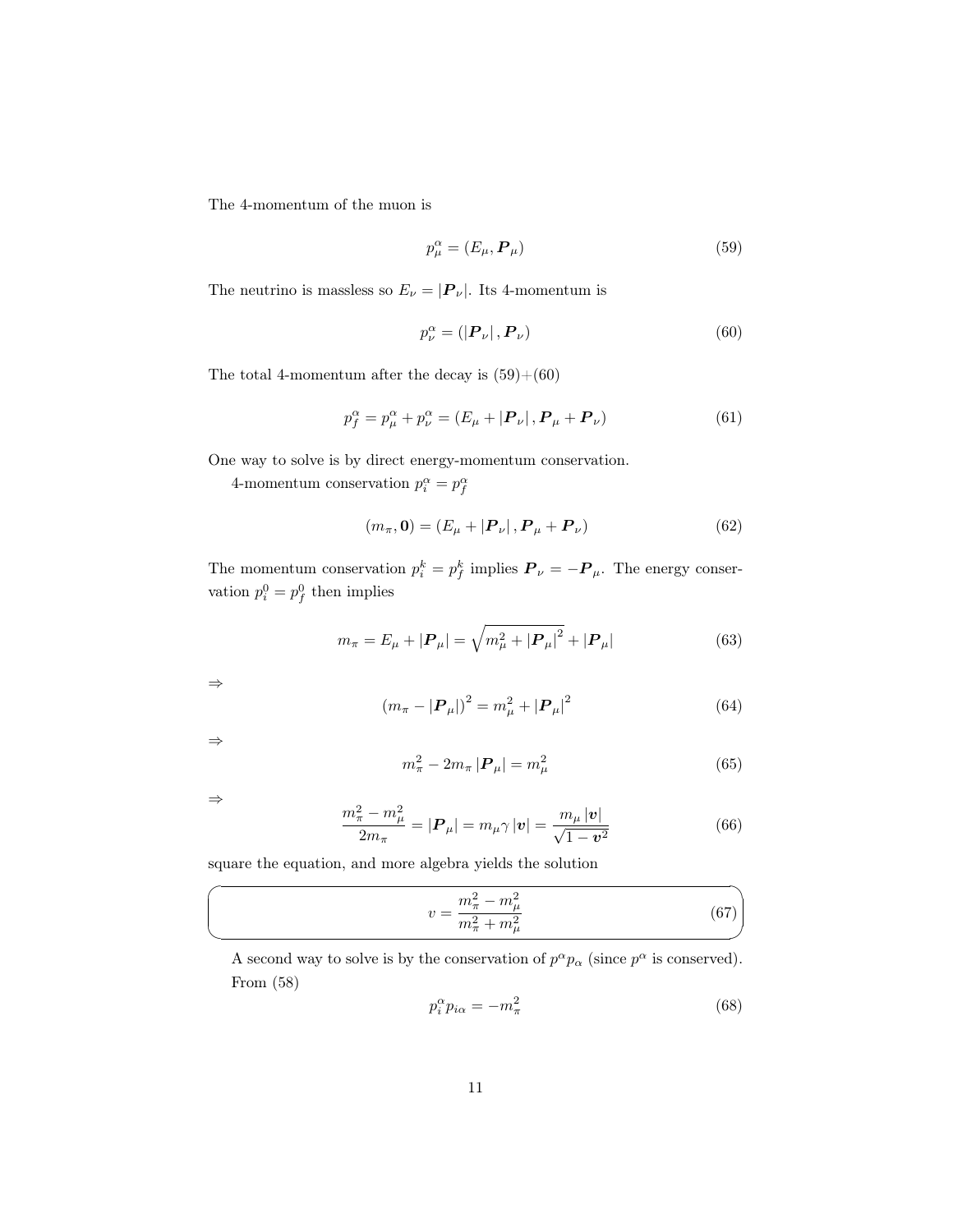The 4-momentum of the muon is

$$p_\mu^\alpha = (E_\mu, \boldsymbol{P}_\mu) \tag{59}$$

The neutrino is massless so $E_\nu = |\boldsymbol{P}_\nu|$. Its 4-momentum is

$$p_\nu^\alpha = (|\boldsymbol{P}_\nu|, \boldsymbol{P}_\nu) \tag{60}$$

The total 4-momentum after the decay is (59)+(60)

$$p_f^\alpha = p_\mu^\alpha + p_\nu^\alpha = (E_\mu + |\boldsymbol{P}_\nu|, \boldsymbol{P}_\mu + \boldsymbol{P}_\nu) \tag{61}$$

One way to solve is by direct energy-momentum conservation.

4-momentum conservation $p_i^\alpha = p_f^\alpha$

$$(m_\pi, \boldsymbol{0}) = (E_\mu + |\boldsymbol{P}_\nu|, \boldsymbol{P}_\mu + \boldsymbol{P}_\nu) \tag{62}$$

The momentum conservation $p_i^k = p_f^k$ implies $\boldsymbol{P}_\nu = -\boldsymbol{P}_\mu$. The energy conservation $p_i^0 = p_f^0$ then implies

$$m_\pi = E_\mu + |\boldsymbol{P}_\mu| = \sqrt{m_\mu^2 + |\boldsymbol{P}_\mu|^2} + |\boldsymbol{P}_\mu| \tag{63}$$

$\Rightarrow$

$$(m_\pi - |\boldsymbol{P}_\mu|)^2 = m_\mu^2 + |\boldsymbol{P}_\mu|^2 \tag{64}$$

$\Rightarrow$

$$m_\pi^2 - 2m_\pi |\boldsymbol{P}_\mu| = m_\mu^2 \tag{65}$$

$\Rightarrow$

$$\frac{m_\pi^2 - m_\mu^2}{2m_\pi} = |\boldsymbol{P}_\mu| = m_\mu \gamma |\boldsymbol{v}| = \frac{m_\mu |\boldsymbol{v}|}{\sqrt{1 - \boldsymbol{v}^2}} \tag{66}$$

square the equation, and more algebra yields the solution

$$v = \frac{m_\pi^2 - m_\mu^2}{m_\pi^2 + m_\mu^2} \tag{67}$$

A second way to solve is by the conservation of $p^\alpha p_\alpha$ (since $p^\alpha$ is conserved). From (58)

$$p_i^\alpha p_{i\alpha} = -m_\pi^2 \tag{68}$$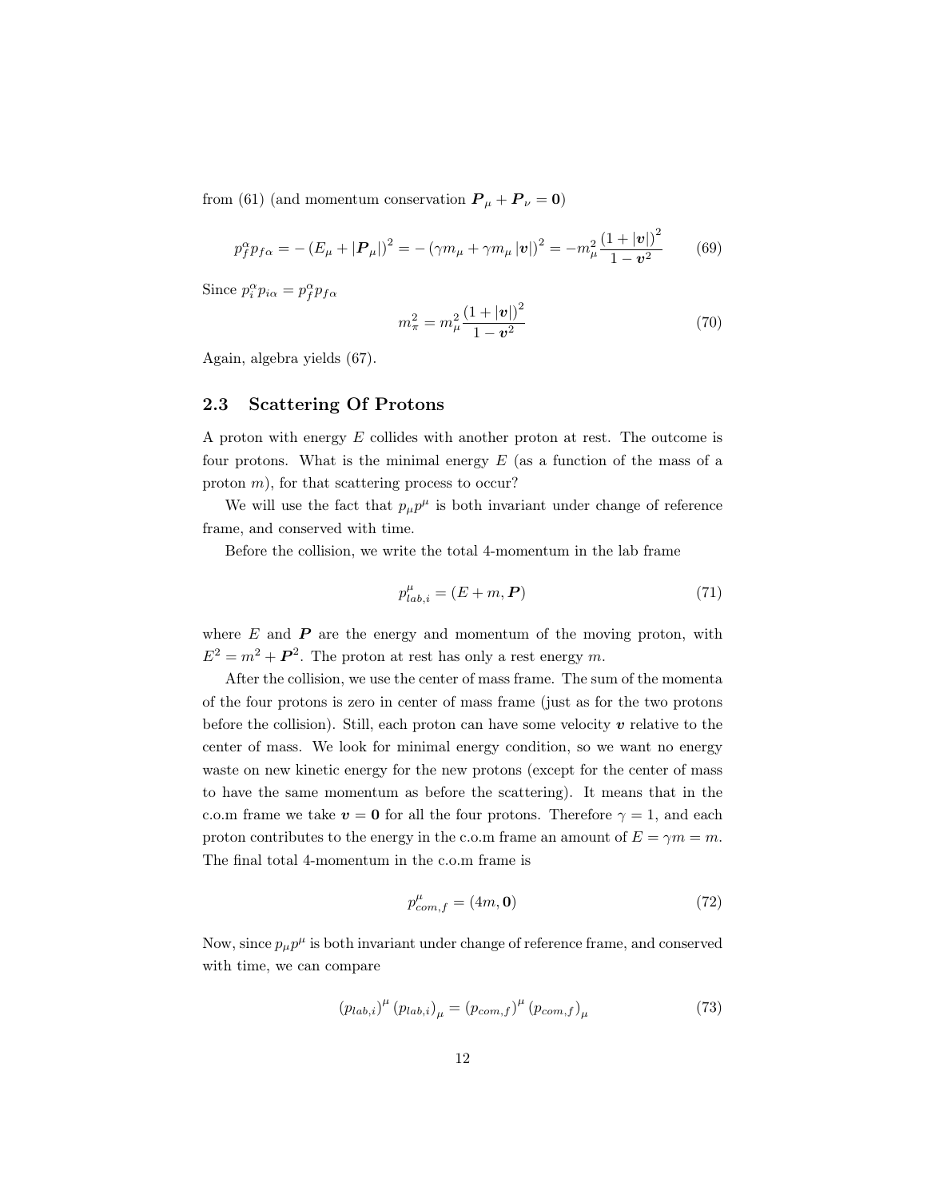from (61) (and momentum conservation $\boldsymbol{P}_\mu + \boldsymbol{P}_\nu = \boldsymbol{0}$)

$$p_f^\alpha p_{f\alpha} = -\left(E_\mu + |\boldsymbol{P}_\mu|\right)^2 = -\left(\gamma m_\mu + \gamma m_\mu |\boldsymbol{v}|\right)^2 = -m_\mu^2 \frac{\left(1 + |\boldsymbol{v}|\right)^2}{1 - \boldsymbol{v}^2} \tag{69}$$

Since $p_i^\alpha p_{i\alpha} = p_f^\alpha p_{f\alpha}$

$$m_\pi^2 = m_\mu^2 \frac{\left(1 + |\boldsymbol{v}|\right)^2}{1 - \boldsymbol{v}^2} \tag{70}$$

Again, algebra yields (67).

### 2.3 Scattering Of Protons

A proton with energy $E$ collides with another proton at rest. The outcome is four protons. What is the minimal energy $E$ (as a function of the mass of a proton $m$), for that scattering process to occur?

We will use the fact that $p_\mu p^\mu$ is both invariant under change of reference frame, and conserved with time.

Before the collision, we write the total 4-momentum in the lab frame

$$p_{lab,i}^\mu = (E + m, \boldsymbol{P}) \tag{71}$$

where $E$ and $\boldsymbol{P}$ are the energy and momentum of the moving proton, with $E^2 = m^2 + \boldsymbol{P}^2$. The proton at rest has only a rest energy $m$.

After the collision, we use the center of mass frame. The sum of the momenta of the four protons is zero in center of mass frame (just as for the two protons before the collision). Still, each proton can have some velocity $\boldsymbol{v}$ relative to the center of mass. We look for minimal energy condition, so we want no energy waste on new kinetic energy for the new protons (except for the center of mass to have the same momentum as before the scattering). It means that in the c.o.m frame we take $\boldsymbol{v} = \boldsymbol{0}$ for all the four protons. Therefore $\gamma = 1$, and each proton contributes to the energy in the c.o.m frame an amount of $E = \gamma m = m$. The final total 4-momentum in the c.o.m frame is

$$p_{com,f}^\mu = (4m, \boldsymbol{0}) \tag{72}$$

Now, since $p_\mu p^\mu$ is both invariant under change of reference frame, and conserved with time, we can compare

$$\left(p_{lab,i}\right)^\mu \left(p_{lab,i}\right)_\mu = \left(p_{com,f}\right)^\mu \left(p_{com,f}\right)_\mu \tag{73}$$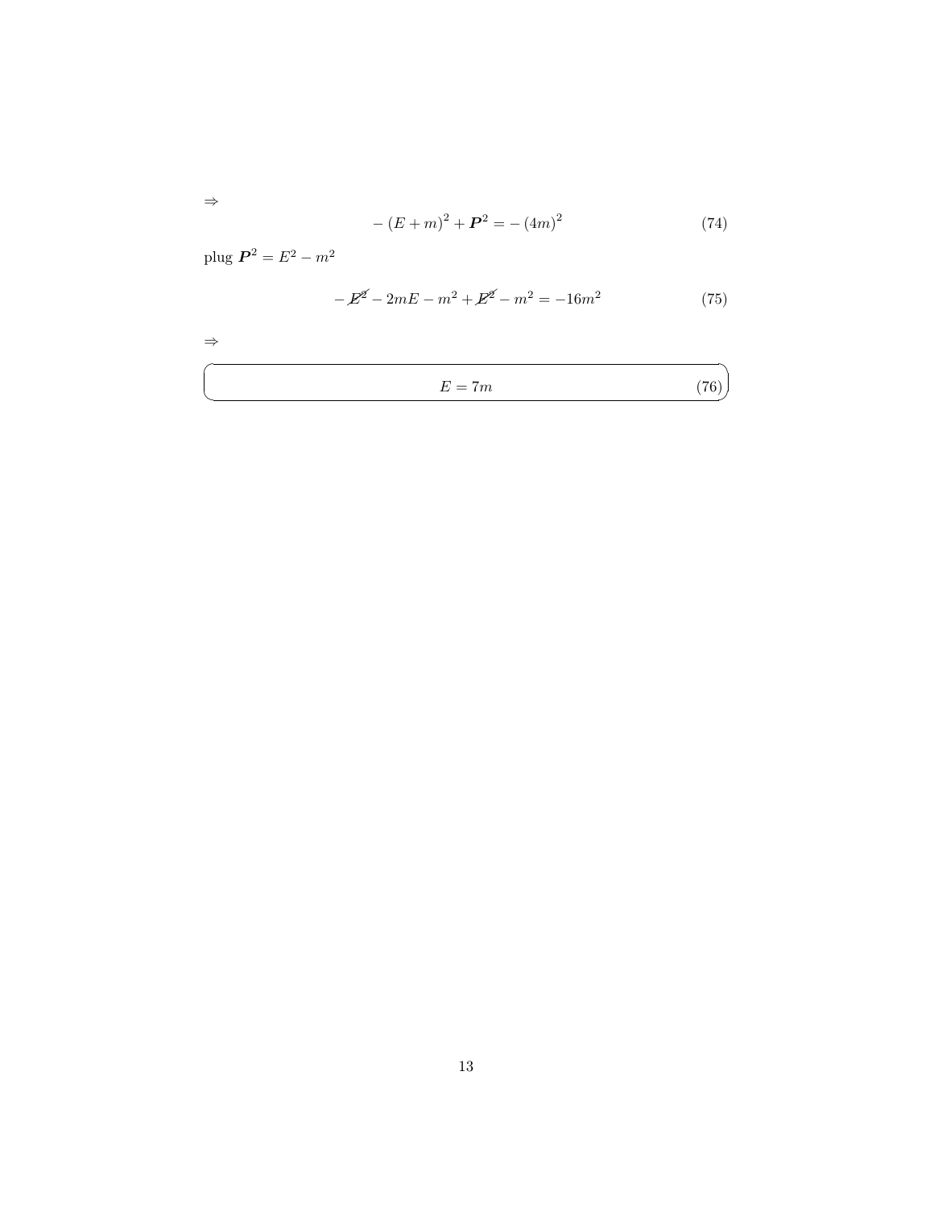$\Rightarrow$

$$-\left(E+m\right)^2+\boldsymbol{P}^2=-\left(4m\right)^2 \tag{74}$$

plug $\boldsymbol{P}^2=E^2-m^2$

$$-\cancel{E^2}-2mE-m^2+\cancel{E^2}-m^2=-16m^2 \tag{75}$$

$\Rightarrow$

$$\boxed{E=7m} \tag{76}$$